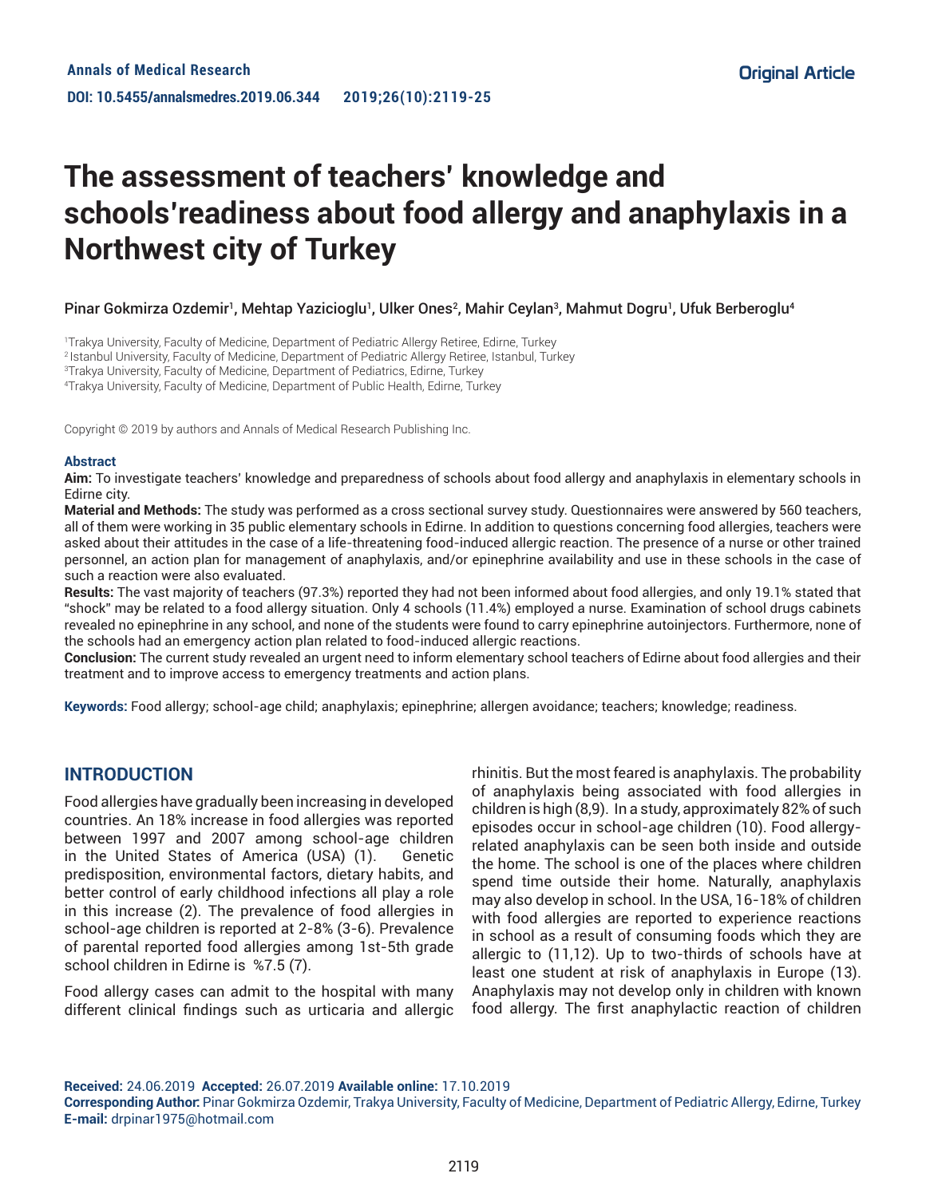Annals of Medical Research

DOI: 10.5455/annalsmedres.2019.06.344 2019;26(10):2119-25

Original Article

# The assessment of teachers' knowledge and schools'readiness about food allergy and anaphylaxis in a Northwest city of Turkey

Pinar Gokmirza Ozdemir[1], Mehtap Yazicioglu[1], Ulker Ones[2], Mahir Ceylan[3], Mahmut Dogru[1], Ufuk Berberoglu[4]

[1]Trakya University, Faculty of Medicine, Department of Pediatric Allergy Retiree, Edirne, Turkey
[2]Istanbul University, Faculty of Medicine, Department of Pediatric Allergy Retiree, Istanbul, Turkey
[3]Trakya University, Faculty of Medicine, Department of Pediatrics, Edirne, Turkey
[4]Trakya University, Faculty of Medicine, Department of Public Health, Edirne, Turkey

Copyright © 2019 by authors and Annals of Medical Research Publishing Inc.

## Abstract

**Aim:** To investigate teachers' knowledge and preparedness of schools about food allergy and anaphylaxis in elementary schools in Edirne city.

**Material and Methods:** The study was performed as a cross sectional survey study. Questionnaires were answered by 560 teachers, all of them were working in 35 public elementary schools in Edirne. In addition to questions concerning food allergies, teachers were asked about their attitudes in the case of a life-threatening food-induced allergic reaction. The presence of a nurse or other trained personnel, an action plan for management of anaphylaxis, and/or epinephrine availability and use in these schools in the case of such a reaction were also evaluated.

**Results:** The vast majority of teachers (97.3%) reported they had not been informed about food allergies, and only 19.1% stated that "shock" may be related to a food allergy situation. Only 4 schools (11.4%) employed a nurse. Examination of school drugs cabinets revealed no epinephrine in any school, and none of the students were found to carry epinephrine autoinjectors. Furthermore, none of the schools had an emergency action plan related to food-induced allergic reactions.

**Conclusion:** The current study revealed an urgent need to inform elementary school teachers of Edirne about food allergies and their treatment and to improve access to emergency treatments and action plans.

**Keywords:** Food allergy; school-age child; anaphylaxis; epinephrine; allergen avoidance; teachers; knowledge; readiness.

## INTRODUCTION

Food allergies have gradually been increasing in developed countries. An 18% increase in food allergies was reported between 1997 and 2007 among school-age children in the United States of America (USA) (1). Genetic predisposition, environmental factors, dietary habits, and better control of early childhood infections all play a role in this increase (2). The prevalence of food allergies in school-age children is reported at 2-8% (3-6). Prevalence of parental reported food allergies among 1st-5th grade school children in Edirne is %7.5 (7).

Food allergy cases can admit to the hospital with many different clinical findings such as urticaria and allergic rhinitis. But the most feared is anaphylaxis. The probability of anaphylaxis being associated with food allergies in children is high (8,9). In a study, approximately 82% of such episodes occur in school-age children (10). Food allergy-related anaphylaxis can be seen both inside and outside the home. The school is one of the places where children spend time outside their home. Naturally, anaphylaxis may also develop in school. In the USA, 16-18% of children with food allergies are reported to experience reactions in school as a result of consuming foods which they are allergic to (11,12). Up to two-thirds of schools have at least one student at risk of anaphylaxis in Europe (13). Anaphylaxis may not develop only in children with known food allergy. The first anaphylactic reaction of children

**Received:** 24.06.2019 **Accepted:** 26.07.2019 **Available online:** 17.10.2019
**Corresponding Author:** Pinar Gokmirza Ozdemir, Trakya University, Faculty of Medicine, Department of Pediatric Allergy, Edirne, Turkey
**E-mail:** drpinar1975@hotmail.com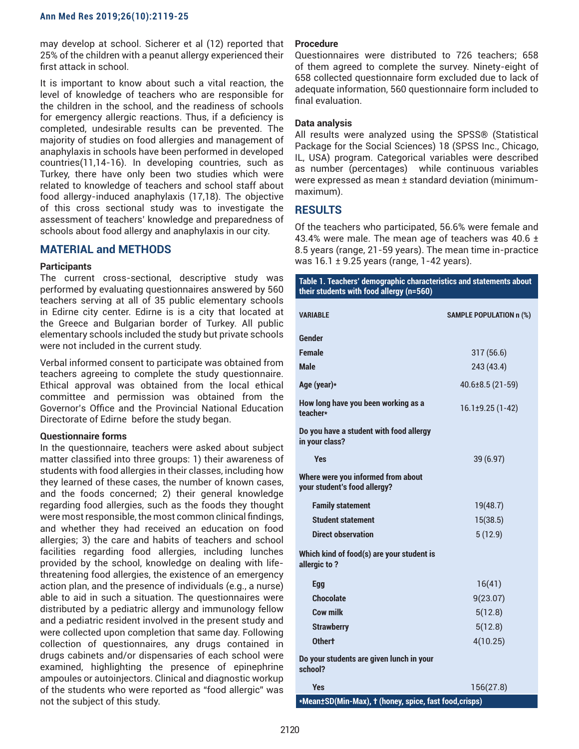may develop at school. Sicherer et al (12) reported that 25% of the children with a peanut allergy experienced their first attack in school.

It is important to know about such a vital reaction, the level of knowledge of teachers who are responsible for the children in the school, and the readiness of schools for emergency allergic reactions. Thus, if a deficiency is completed, undesirable results can be prevented. The majority of studies on food allergies and management of anaphylaxis in schools have been performed in developed countries(11,14-16). In developing countries, such as Turkey, there have only been two studies which were related to knowledge of teachers and school staff about food allergy-induced anaphylaxis (17,18). The objective of this cross sectional study was to investigate the assessment of teachers' knowledge and preparedness of schools about food allergy and anaphylaxis in our city.

## MATERIAL and METHODS

### Participants

The current cross-sectional, descriptive study was performed by evaluating questionnaires answered by 560 teachers serving at all of 35 public elementary schools in Edirne city center. Edirne is is a city that located at the Greece and Bulgarian border of Turkey. All public elementary schools included the study but private schools were not included in the current study.

Verbal informed consent to participate was obtained from teachers agreeing to complete the study questionnaire. Ethical approval was obtained from the local ethical committee and permission was obtained from the Governor's Office and the Provincial National Education Directorate of Edirne before the study began.

### Questionnaire forms

In the questionnaire, teachers were asked about subject matter classified into three groups: 1) their awareness of students with food allergies in their classes, including how they learned of these cases, the number of known cases, and the foods concerned; 2) their general knowledge regarding food allergies, such as the foods they thought were most responsible, the most common clinical findings, and whether they had received an education on food allergies; 3) the care and habits of teachers and school facilities regarding food allergies, including lunches provided by the school, knowledge on dealing with life-threatening food allergies, the existence of an emergency action plan, and the presence of individuals (e.g., a nurse) able to aid in such a situation. The questionnaires were distributed by a pediatric allergy and immunology fellow and a pediatric resident involved in the present study and were collected upon completion that same day. Following collection of questionnaires, any drugs contained in drugs cabinets and/or dispensaries of each school were examined, highlighting the presence of epinephrine ampoules or autoinjectors. Clinical and diagnostic workup of the students who were reported as "food allergic" was not the subject of this study.

### Procedure

Questionnaires were distributed to 726 teachers; 658 of them agreed to complete the survey. Ninety-eight of 658 collected questionnaire form excluded due to lack of adequate information, 560 questionnaire form included to final evaluation.

### Data analysis

All results were analyzed using the SPSS® (Statistical Package for the Social Sciences) 18 (SPSS Inc., Chicago, IL, USA) program. Categorical variables were described as number (percentages) while continuous variables were expressed as mean ± standard deviation (minimum-maximum).

## RESULTS

Of the teachers who participated, 56.6% were female and 43.4% were male. The mean age of teachers was 40.6 ± 8.5 years (range, 21-59 years). The mean time in-practice was 16.1 ± 9.25 years (range, 1-42 years).

**Table 1. Teachers' demographic characteristics and statements about their students with food allergy (n=560)**

| VARIABLE | SAMPLE POPULATION n (%) |
|---|---|
| **Gender** | |
| Female | 317 (56.6) |
| Male | 243 (43.4) |
| Age (year)* | 40.6±8.5 (21-59) |
| How long have you been working as a teacher* | 16.1±9.25 (1-42) |
| **Do you have a student with food allergy in your class?** | |
| Yes | 39 (6.97) |
| **Where were you informed from about your student's food allergy?** | |
| Family statement | 19(48.7) |
| Student statement | 15(38.5) |
| Direct observation | 5 (12.9) |
| **Which kind of food(s) are your student is allergic to ?** | |
| Egg | 16(41) |
| Chocolate | 9(23.07) |
| Cow milk | 5(12.8) |
| Strawberry | 5(12.8) |
| Other† | 4(10.25) |
| **Do your students are given lunch in your school?** | |
| Yes | 156(27.8) |

*Mean±SD(Min-Max), † (honey, spice, fast food,crisps)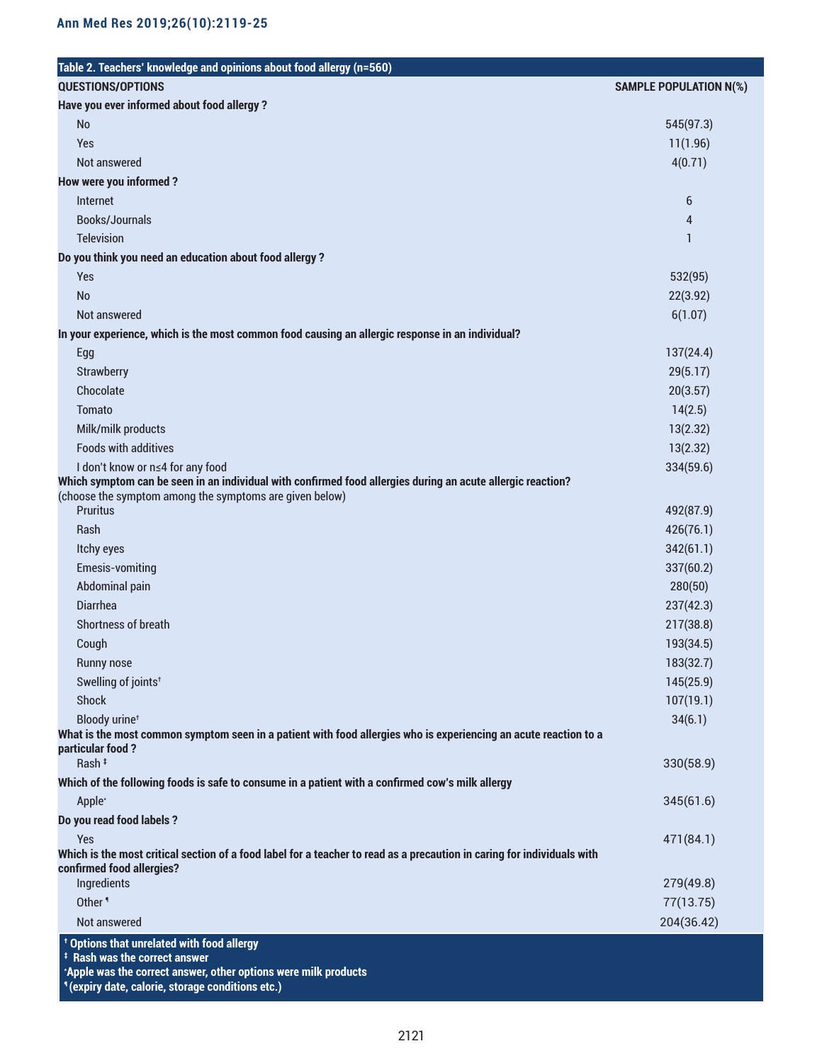**Table 2. Teachers' knowledge and opinions about food allergy (n=560)**

| QUESTIONS/OPTIONS | SAMPLE POPULATION N(%) |
|---|---|
| **Have you ever informed about food allergy ?** | |
| No | 545(97.3) |
| Yes | 11(1.96) |
| Not answered | 4(0.71) |
| **How were you informed ?** | |
| Internet | 6 |
| Books/Journals | 4 |
| Television | 1 |
| **Do you think you need an education about food allergy ?** | |
| Yes | 532(95) |
| No | 22(3.92) |
| Not answered | 6(1.07) |
| **In your experience, which is the most common food causing an allergic response in an individual?** | |
| Egg | 137(24.4) |
| Strawberry | 29(5.17) |
| Chocolate | 20(3.57) |
| Tomato | 14(2.5) |
| Milk/milk products | 13(2.32) |
| Foods with additives | 13(2.32) |
| I don't know or n≤4 for any food | 334(59.6) |
| **Which symptom can be seen in an individual with confirmed food allergies during an acute allergic reaction?** (choose the symptom among the symptoms are given below) | |
| Pruritus | 492(87.9) |
| Rash | 426(76.1) |
| Itchy eyes | 342(61.1) |
| Emesis-vomiting | 337(60.2) |
| Abdominal pain | 280(50) |
| Diarrhea | 237(42.3) |
| Shortness of breath | 217(38.8) |
| Cough | 193(34.5) |
| Runny nose | 183(32.7) |
| Swelling of joints† | 145(25.9) |
| Shock | 107(19.1) |
| Bloody urine† | 34(6.1) |
| **What is the most common symptom seen in a patient with food allergies who is experiencing an acute reaction to a particular food ?** | |
| Rash ‡ | 330(58.9) |
| **Which of the following foods is safe to consume in a patient with a confirmed cow's milk allergy** | |
| Apple* | 345(61.6) |
| **Do you read food labels ?** | |
| Yes | 471(84.1) |
| **Which is the most critical section of a food label for a teacher to read as a precaution in caring for individuals with confirmed food allergies?** | |
| Ingredients | 279(49.8) |
| Other ¶ | 77(13.75) |
| Not answered | 204(36.42) |

† Options that unrelated with food allergy
‡ Rash was the correct answer
*Apple was the correct answer, other options were milk products
¶ (expiry date, calorie, storage conditions etc.)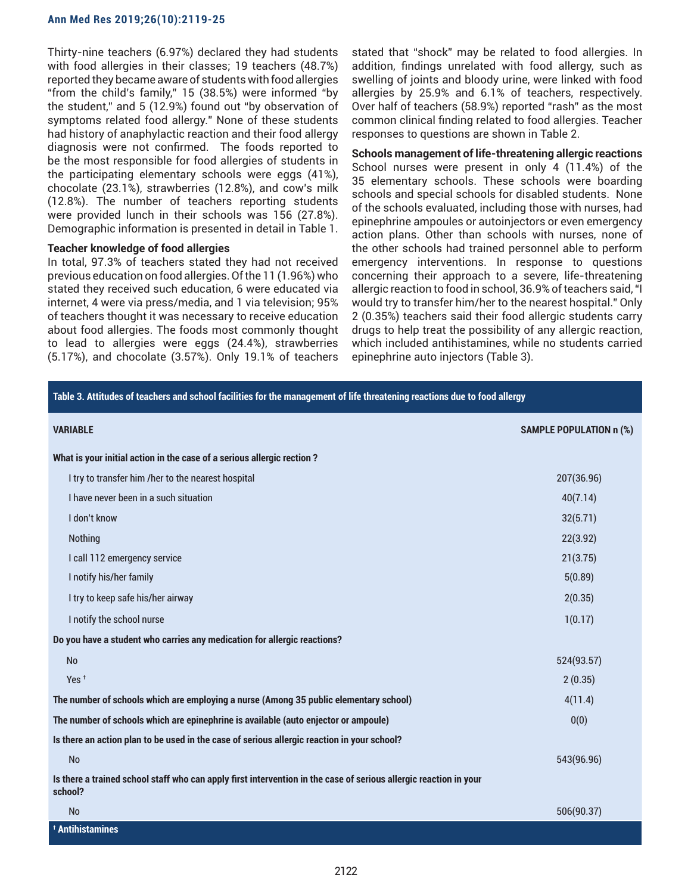Thirty-nine teachers (6.97%) declared they had students with food allergies in their classes; 19 teachers (48.7%) reported they became aware of students with food allergies "from the child's family," 15 (38.5%) were informed "by the student," and 5 (12.9%) found out "by observation of symptoms related food allergy." None of these students had history of anaphylactic reaction and their food allergy diagnosis were not confirmed. The foods reported to be the most responsible for food allergies of students in the participating elementary schools were eggs (41%), chocolate (23.1%), strawberries (12.8%), and cow's milk (12.8%). The number of teachers reporting students were provided lunch in their schools was 156 (27.8%). Demographic information is presented in detail in Table 1.

### Teacher knowledge of food allergies

In total, 97.3% of teachers stated they had not received previous education on food allergies. Of the 11 (1.96%) who stated they received such education, 6 were educated via internet, 4 were via press/media, and 1 via television; 95% of teachers thought it was necessary to receive education about food allergies. The foods most commonly thought to lead to allergies were eggs (24.4%), strawberries (5.17%), and chocolate (3.57%). Only 19.1% of teachers stated that "shock" may be related to food allergies. In addition, findings unrelated with food allergy, such as swelling of joints and bloody urine, were linked with food allergies by 25.9% and 6.1% of teachers, respectively. Over half of teachers (58.9%) reported "rash" as the most common clinical finding related to food allergies. Teacher responses to questions are shown in Table 2.

### Schools management of life-threatening allergic reactions

School nurses were present in only 4 (11.4%) of the 35 elementary schools. These schools were boarding schools and special schools for disabled students. None of the schools evaluated, including those with nurses, had epinephrine ampoules or autoinjectors or even emergency action plans. Other than schools with nurses, none of the other schools had trained personnel able to perform emergency interventions. In response to questions concerning their approach to a severe, life-threatening allergic reaction to food in school, 36.9% of teachers said, "I would try to transfer him/her to the nearest hospital." Only 2 (0.35%) teachers said their food allergic students carry drugs to help treat the possibility of any allergic reaction, which included antihistamines, while no students carried epinephrine auto injectors (Table 3).

**Table 3. Attitudes of teachers and school facilities for the management of life threatening reactions due to food allergy**

| VARIABLE | SAMPLE POPULATION n (%) |
|---|---|
| **What is your initial action in the case of a serious allergic rection ?** | |
| I try to transfer him /her to the nearest hospital | 207(36.96) |
| I have never been in a such situation | 40(7.14) |
| I don't know | 32(5.71) |
| Nothing | 22(3.92) |
| I call 112 emergency service | 21(3.75) |
| I notify his/her family | 5(0.89) |
| I try to keep safe his/her airway | 2(0.35) |
| I notify the school nurse | 1(0.17) |
| **Do you have a student who carries any medication for allergic reactions?** | |
| No | 524(93.57) |
| Yes † | 2 (0.35) |
| **The number of schools which are employing a nurse (Among 35 public elementary school)** | 4(11.4) |
| **The number of schools which are epinephrine is available (auto injector or ampoule)** | 0(0) |
| **Is there an action plan to be used in the case of serious allergic reaction in your school?** | |
| No | 543(96.96) |
| **Is there a trained school staff who can apply first intervention in the case of serious allergic reaction in your school?** | |
| No | 506(90.37) |

† Antihistamines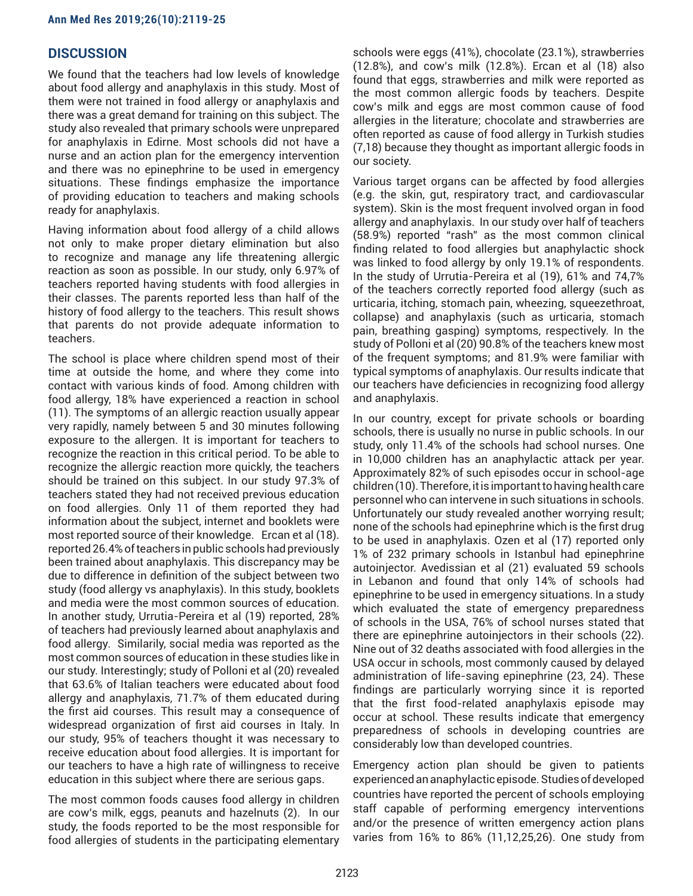## DISCUSSION

We found that the teachers had low levels of knowledge about food allergy and anaphylaxis in this study. Most of them were not trained in food allergy or anaphylaxis and there was a great demand for training on this subject. The study also revealed that primary schools were unprepared for anaphylaxis in Edirne. Most schools did not have a nurse and an action plan for the emergency intervention and there was no epinephrine to be used in emergency situations. These findings emphasize the importance of providing education to teachers and making schools ready for anaphylaxis.

Having information about food allergy of a child allows not only to make proper dietary elimination but also to recognize and manage any life threatening allergic reaction as soon as possible. In our study, only 6.97% of teachers reported having students with food allergies in their classes. The parents reported less than half of the history of food allergy to the teachers. This result shows that parents do not provide adequate information to teachers.

The school is place where children spend most of their time at outside the home, and where they come into contact with various kinds of food. Among children with food allergy, 18% have experienced a reaction in school (11). The symptoms of an allergic reaction usually appear very rapidly, namely between 5 and 30 minutes following exposure to the allergen. It is important for teachers to recognize the reaction in this critical period. To be able to recognize the allergic reaction more quickly, the teachers should be trained on this subject. In our study 97.3% of teachers stated they had not received previous education on food allergies. Only 11 of them reported they had information about the subject, internet and booklets were most reported source of their knowledge. Ercan et al (18). reported 26.4% of teachers in public schools had previously been trained about anaphylaxis. This discrepancy may be due to difference in definition of the subject between two study (food allergy vs anaphylaxis). In this study, booklets and media were the most common sources of education. In another study, Urrutia-Pereira et al (19) reported, 28% of teachers had previously learned about anaphylaxis and food allergy. Similarily, social media was reported as the most common sources of education in these studies like in our study. Interestingly; study of Polloni et al (20) revealed that 63.6% of Italian teachers were educated about food allergy and anaphylaxis, 71.7% of them educated during the first aid courses. This result may a consequence of widespread organization of first aid courses in Italy. In our study, 95% of teachers thought it was necessary to receive education about food allergies. It is important for our teachers to have a high rate of willingness to receive education in this subject where there are serious gaps.

The most common foods causes food allergy in children are cow's milk, eggs, peanuts and hazelnuts (2). In our study, the foods reported to be the most responsible for food allergies of students in the participating elementary schools were eggs (41%), chocolate (23.1%), strawberries (12.8%), and cow's milk (12.8%). Ercan et al (18) also found that eggs, strawberries and milk were reported as the most common allergic foods by teachers. Despite cow's milk and eggs are most common cause of food allergies in the literature; chocolate and strawberries are often reported as cause of food allergy in Turkish studies (7,18) because they thought as important allergic foods in our society.

Various target organs can be affected by food allergies (e.g. the skin, gut, respiratory tract, and cardiovascular system). Skin is the most frequent involved organ in food allergy and anaphylaxis. In our study over half of teachers (58.9%) reported "rash" as the most common clinical finding related to food allergies but anaphylactic shock was linked to food allergy by only 19.1% of respondents. In the study of Urrutia-Pereira et al (19), 61% and 74,7% of the teachers correctly reported food allergy (such as urticaria, itching, stomach pain, wheezing, squeezethroat, collapse) and anaphylaxis (such as urticaria, stomach pain, breathing gasping) symptoms, respectively. In the study of Polloni et al (20) 90.8% of the teachers knew most of the frequent symptoms; and 81.9% were familiar with typical symptoms of anaphylaxis. Our results indicate that our teachers have deficiencies in recognizing food allergy and anaphylaxis.

In our country, except for private schools or boarding schools, there is usually no nurse in public schools. In our study, only 11.4% of the schools had school nurses. One in 10,000 children has an anaphylactic attack per year. Approximately 82% of such episodes occur in school-age children (10). Therefore, it is important to having health care personnel who can intervene in such situations in schools. Unfortunately our study revealed another worrying result; none of the schools had epinephrine which is the first drug to be used in anaphylaxis. Ozen et al (17) reported only 1% of 232 primary schools in Istanbul had epinephrine autoinjector. Avedissian et al (21) evaluated 59 schools in Lebanon and found that only 14% of schools had epinephrine to be used in emergency situations. In a study which evaluated the state of emergency preparedness of schools in the USA, 76% of school nurses stated that there are epinephrine autoinjectors in their schools (22). Nine out of 32 deaths associated with food allergies in the USA occur in schools, most commonly caused by delayed administration of life-saving epinephrine (23, 24). These findings are particularly worrying since it is reported that the first food-related anaphylaxis episode may occur at school. These results indicate that emergency preparedness of schools in developing countries are considerably low than developed countries.

Emergency action plan should be given to patients experienced an anaphylactic episode. Studies of developed countries have reported the percent of schools employing staff capable of performing emergency interventions and/or the presence of written emergency action plans varies from 16% to 86% (11,12,25,26). One study from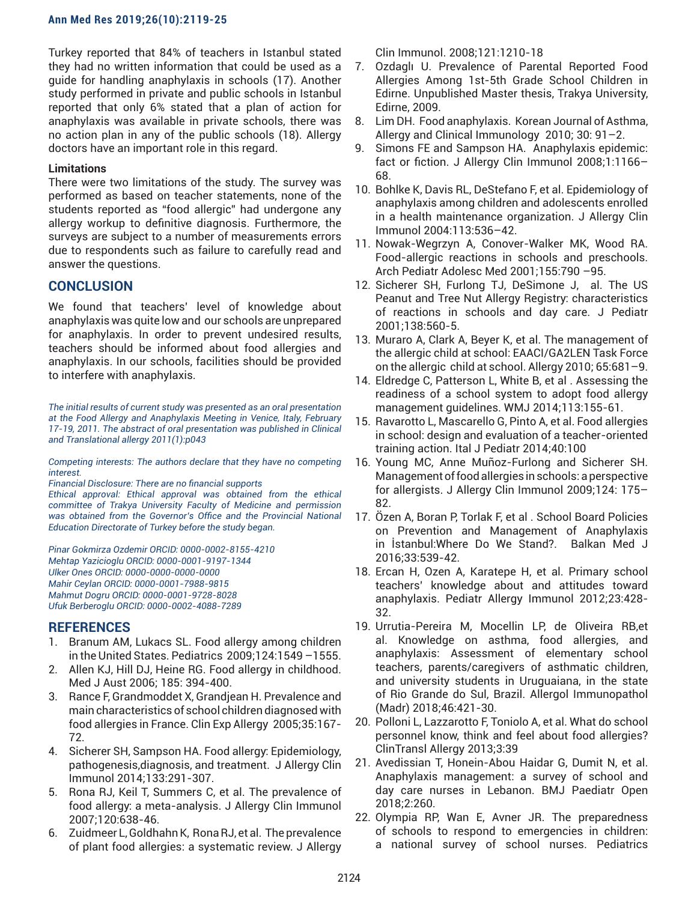Turkey reported that 84% of teachers in Istanbul stated they had no written information that could be used as a guide for handling anaphylaxis in schools (17). Another study performed in private and public schools in Istanbul reported that only 6% stated that a plan of action for anaphylaxis was available in private schools, there was no action plan in any of the public schools (18). Allergy doctors have an important role in this regard.

**Limitations**

There were two limitations of the study. The survey was performed as based on teacher statements, none of the students reported as "food allergic" had undergone any allergy workup to definitive diagnosis. Furthermore, the surveys are subject to a number of measurements errors due to respondents such as failure to carefully read and answer the questions.

## CONCLUSION

We found that teachers' level of knowledge about anaphylaxis was quite low and our schools are unprepared for anaphylaxis. In order to prevent undesired results, teachers should be informed about food allergies and anaphylaxis. In our schools, facilities should be provided to interfere with anaphylaxis.

*The initial results of current study was presented as an oral presentation at the Food Allergy and Anaphylaxis Meeting in Venice, Italy, February 17-19, 2011. The abstract of oral presentation was published in Clinical and Translational allergy 2011(1):p043*

*Competing interests: The authors declare that they have no competing interest.*
*Financial Disclosure: There are no financial supports*
*Ethical approval: Ethical approval was obtained from the ethical committee of Trakya University Faculty of Medicine and permission was obtained from the Governor's Office and the Provincial National Education Directorate of Turkey before the study began.*

*Pinar Gokmirza Ozdemir ORCID: 0000-0002-8155-4210*
*Mehtap Yazicioglu ORCID: 0000-0001-9197-1344*
*Ulker Ones ORCID: 0000-0000-0000-0000*
*Mahir Ceylan ORCID: 0000-0001-7988-9815*
*Mahmut Dogru ORCID: 0000-0001-9728-8028*
*Ufuk Berberoglu ORCID: 0000-0002-4088-7289*

## REFERENCES

1. Branum AM, Lukacs SL. Food allergy among children in the United States. Pediatrics 2009;124:1549 –1555.
2. Allen KJ, Hill DJ, Heine RG. Food allergy in childhood. Med J Aust 2006; 185: 394-400.
3. Rance F, Grandmoddet X, Grandjean H. Prevalence and main characteristics of school children diagnosed with food allergies in France. Clin Exp Allergy 2005;35:167-72.
4. Sicherer SH, Sampson HA. Food allergy: Epidemiology, pathogenesis,diagnosis, and treatment. J Allergy Clin Immunol 2014;133:291-307.
5. Rona RJ, Keil T, Summers C, et al. The prevalence of food allergy: a meta-analysis. J Allergy Clin Immunol 2007;120:638-46.
6. Zuidmeer L, Goldhahn K, Rona RJ, et al. The prevalence of plant food allergies: a systematic review. J Allergy Clin Immunol. 2008;121:1210-18
7. Ozdaglı U. Prevalence of Parental Reported Food Allergies Among 1st-5th Grade School Children in Edirne. Unpublished Master thesis, Trakya University, Edirne, 2009.
8. Lim DH. Food anaphylaxis. Korean Journal of Asthma, Allergy and Clinical Immunology 2010; 30: 91–2.
9. Simons FE and Sampson HA. Anaphylaxis epidemic: fact or fiction. J Allergy Clin Immunol 2008;1:1166–68.
10. Bohlke K, Davis RL, DeStefano F, et al. Epidemiology of anaphylaxis among children and adolescents enrolled in a health maintenance organization. J Allergy Clin Immunol 2004:113:536–42.
11. Nowak-Wegrzyn A, Conover-Walker MK, Wood RA. Food-allergic reactions in schools and preschools. Arch Pediatr Adolesc Med 2001;155:790 –95.
12. Sicherer SH, Furlong TJ, DeSimone J, al. The US Peanut and Tree Nut Allergy Registry: characteristics of reactions in schools and day care. J Pediatr 2001;138:560-5.
13. Muraro A, Clark A, Beyer K, et al. The management of the allergic child at school: EAACI/GA2LEN Task Force on the allergic child at school. Allergy 2010; 65:681–9.
14. Eldredge C, Patterson L, White B, et al . Assessing the readiness of a school system to adopt food allergy management guidelines. WMJ 2014;113:155-61.
15. Ravarotto L, Mascarello G, Pinto A, et al. Food allergies in school: design and evaluation of a teacher-oriented training action. Ital J Pediatr 2014;40:100
16. Young MC, Anne Muñoz-Furlong and Sicherer SH. Management of food allergies in schools: a perspective for allergists. J Allergy Clin Immunol 2009;124: 175–82.
17. Özen A, Boran P, Torlak F, et al . School Board Policies on Prevention and Management of Anaphylaxis in İstanbul:Where Do We Stand?. Balkan Med J 2016;33:539-42.
18. Ercan H, Ozen A, Karatepe H, et al. Primary school teachers' knowledge about and attitudes toward anaphylaxis. Pediatr Allergy Immunol 2012;23:428-32.
19. Urrutia-Pereira M, Mocellin LP, de Oliveira RB,et al. Knowledge on asthma, food allergies, and anaphylaxis: Assessment of elementary school teachers, parents/caregivers of asthmatic children, and university students in Uruguaiana, in the state of Rio Grande do Sul, Brazil. Allergol Immunopathol (Madr) 2018;46:421-30.
20. Polloni L, Lazzarotto F, Toniolo A, et al. What do school personnel know, think and feel about food allergies? ClinTransl Allergy 2013;3:39
21. Avedissian T, Honein-Abou Haidar G, Dumit N, et al. Anaphylaxis management: a survey of school and day care nurses in Lebanon. BMJ Paediatr Open 2018;2:260.
22. Olympia RP, Wan E, Avner JR. The preparedness of schools to respond to emergencies in children: a national survey of school nurses. Pediatrics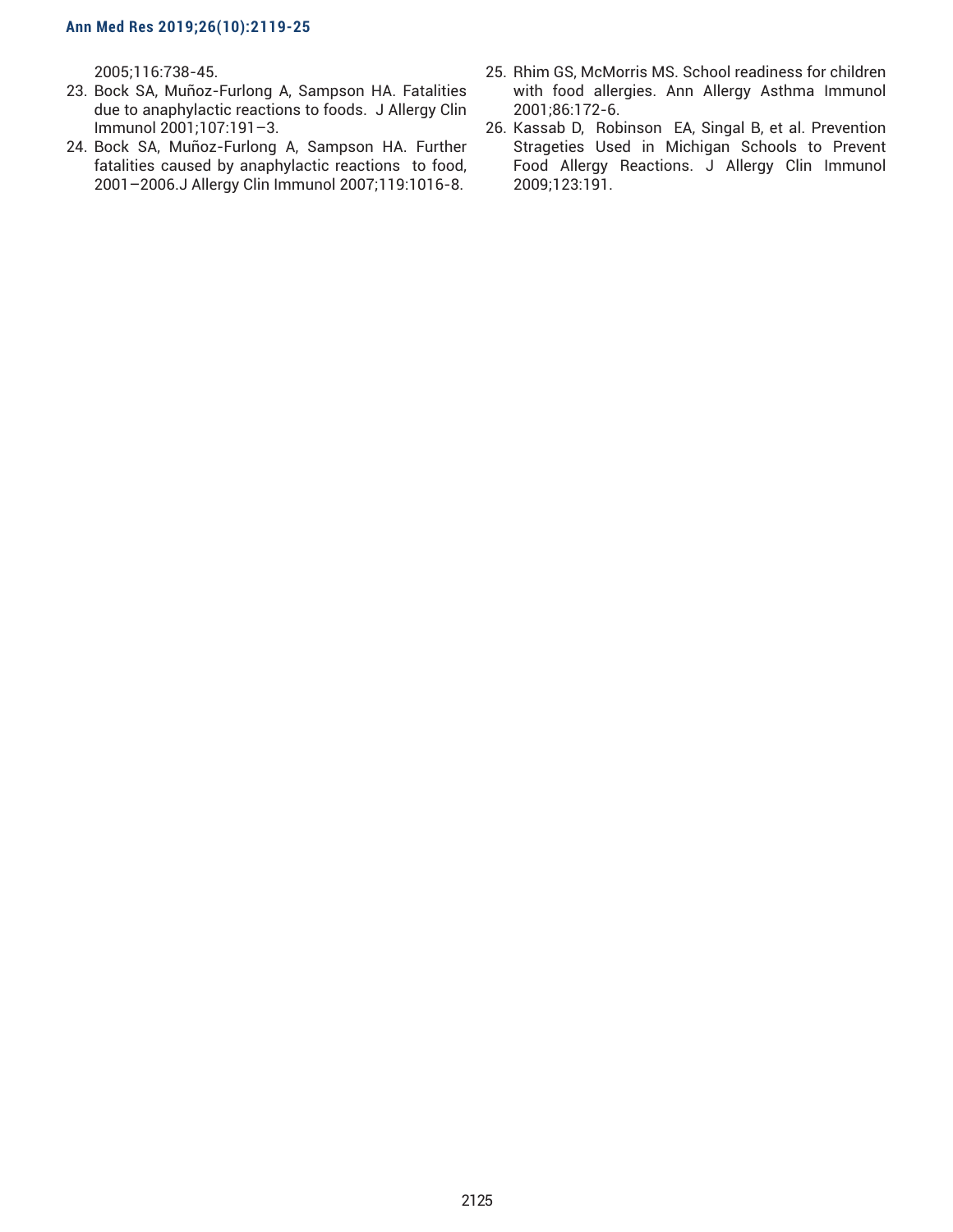2005;116:738-45.

23. Bock SA, Muñoz-Furlong A, Sampson HA. Fatalities due to anaphylactic reactions to foods. J Allergy Clin Immunol 2001;107:191–3.
24. Bock SA, Muñoz-Furlong A, Sampson HA. Further fatalities caused by anaphylactic reactions to food, 2001–2006.J Allergy Clin Immunol 2007;119:1016-8.
25. Rhim GS, McMorris MS. School readiness for children with food allergies. Ann Allergy Asthma Immunol 2001;86:172-6.
26. Kassab D, Robinson EA, Singal B, et al. Prevention Strageties Used in Michigan Schools to Prevent Food Allergy Reactions. J Allergy Clin Immunol 2009;123:191.